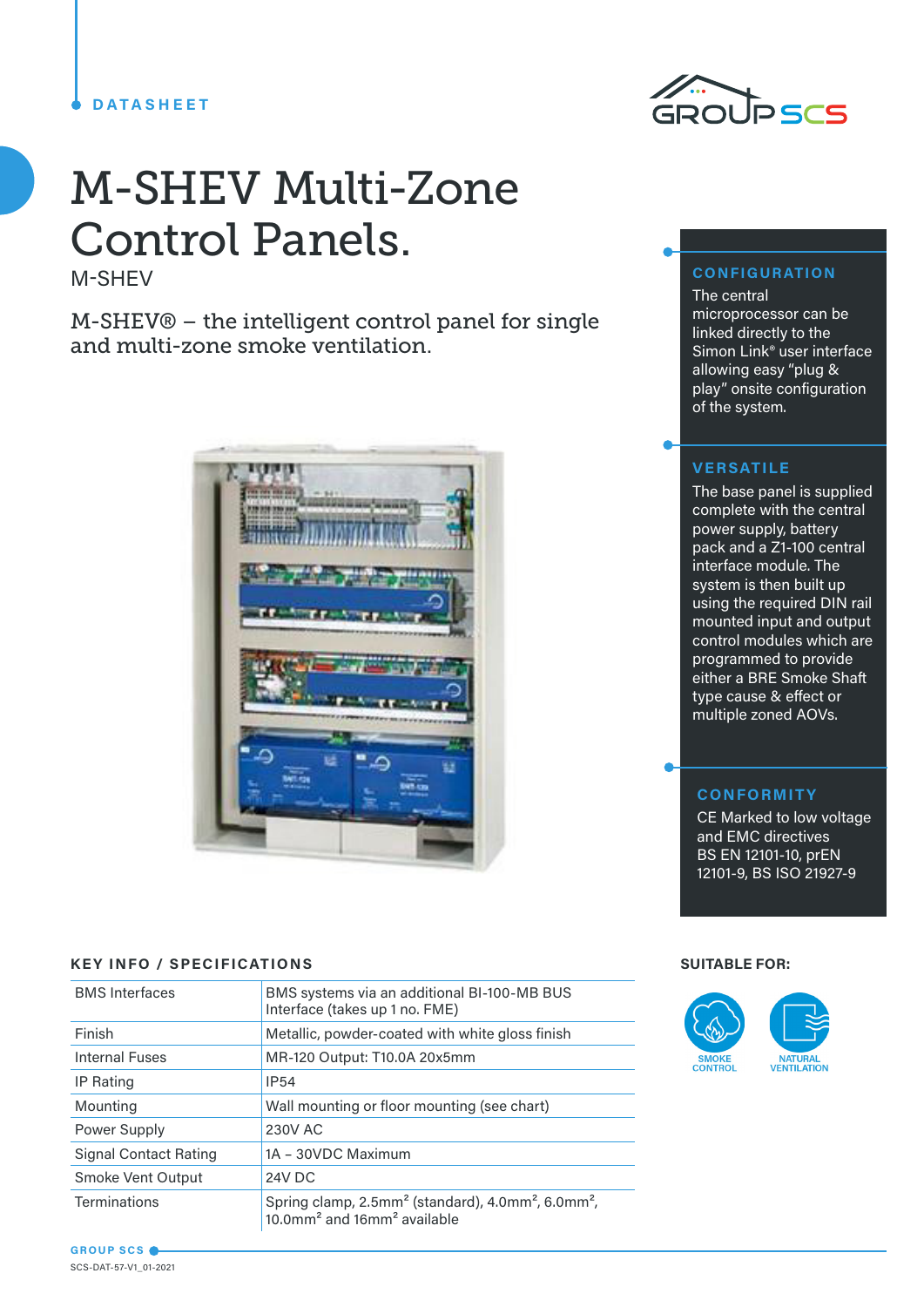DATASHEET

# M-SHEV Multi-Zone Control Panels.

M-SHEV

## M-SHEV® – the intelligent control panel for single and multi-zone smoke ventilation.

### CONFIGURATION

The central microprocessor can be linked directly to the Simon Link® user interface allowing easy "plug & play" onsite configuration of the system.

### VERSATILE

The base panel is supplied complete with the central power supply, battery pack and a Z1-100 central interface module. The system is then built up using the required DIN rail mounted input and output control modules which are programmed to provide either a BRE Smoke Shaft type cause & effect or multiple zoned AOVs.

### CONFORMITY

CE Marked to low voltage and EMC directives
BS EN 12101-10, prEN 12101-9, BS ISO 21927-9

### KEY INFO / SPECIFICATIONS

| | |
|---|---|
| BMS Interfaces | BMS systems via an additional BI-100-MB BUS Interface (takes up 1 no. FME) |
| Finish | Metallic, powder-coated with white gloss finish |
| Internal Fuses | MR-120 Output: T10.0A 20x5mm |
| IP Rating | IP54 |
| Mounting | Wall mounting or floor mounting (see chart) |
| Power Supply | 230V AC |
| Signal Contact Rating | 1A – 30VDC Maximum |
| Smoke Vent Output | 24V DC |
| Terminations | Spring clamp, 2.5mm² (standard), 4.0mm², 6.0mm², 10.0mm² and 16mm² available |

### SUITABLE FOR:

SMOKE CONTROL

NATURAL VENTILATION

GROUP SCS

SCS-DAT-57-V1_01-2021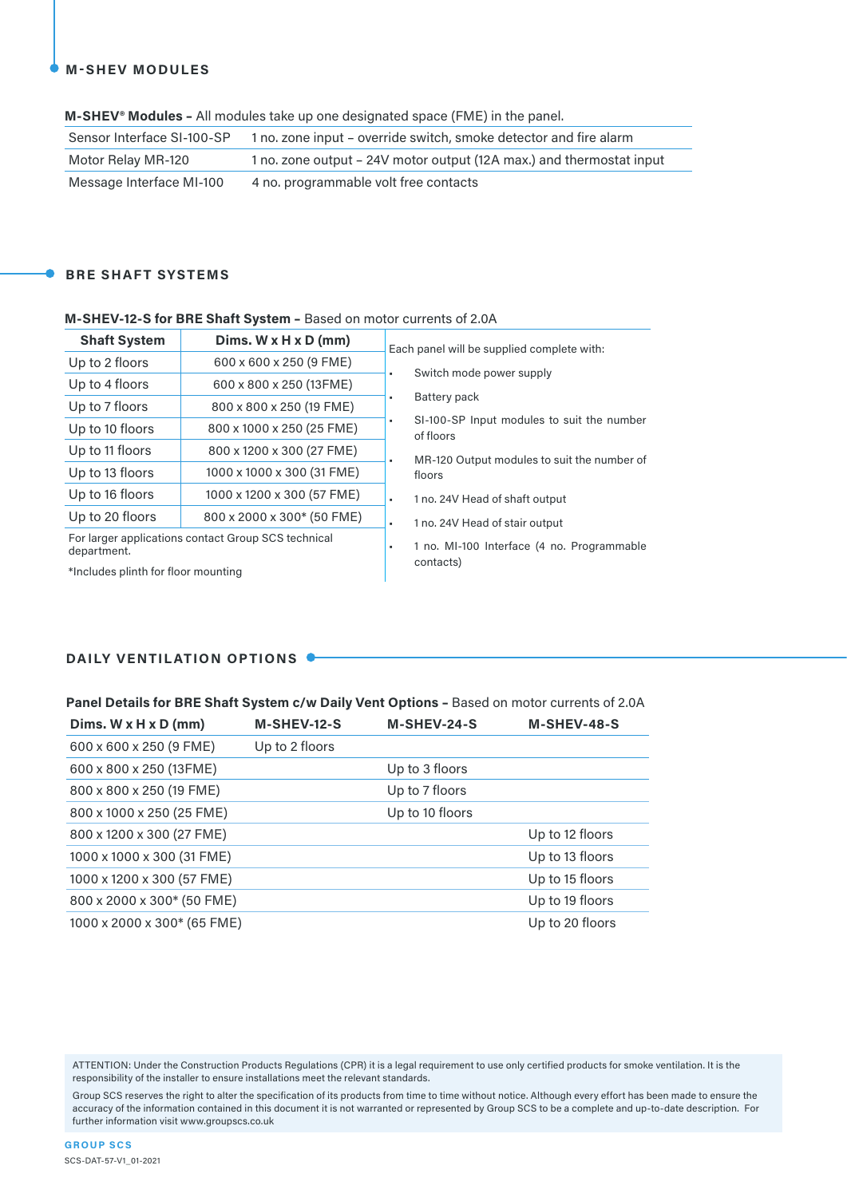## M-SHEV MODULES

**M-SHEV® Modules –** All modules take up one designated space (FME) in the panel.

| | |
|---|---|
| Sensor Interface SI-100-SP | 1 no. zone input – override switch, smoke detector and fire alarm |
| Motor Relay MR-120 | 1 no. zone output – 24V motor output (12A max.) and thermostat input |
| Message Interface MI-100 | 4 no. programmable volt free contacts |

## BRE SHAFT SYSTEMS

**M-SHEV-12-S for BRE Shaft System –** Based on motor currents of 2.0A

| Shaft System | Dims. W x H x D (mm) |
|---|---|
| Up to 2 floors | 600 x 600 x 250 (9 FME) |
| Up to 4 floors | 600 x 800 x 250 (13FME) |
| Up to 7 floors | 800 x 800 x 250 (19 FME) |
| Up to 10 floors | 800 x 1000 x 250 (25 FME) |
| Up to 11 floors | 800 x 1200 x 300 (27 FME) |
| Up to 13 floors | 1000 x 1000 x 300 (31 FME) |
| Up to 16 floors | 1000 x 1200 x 300 (57 FME) |
| Up to 20 floors | 800 x 2000 x 300* (50 FME) |

For larger applications contact Group SCS technical department.

*Includes plinth for floor mounting

Each panel will be supplied complete with:

- Switch mode power supply
- Battery pack
- SI-100-SP Input modules to suit the number of floors
- MR-120 Output modules to suit the number of floors
- 1 no. 24V Head of shaft output
- 1 no. 24V Head of stair output
- 1 no. MI-100 Interface (4 no. Programmable contacts)

## DAILY VENTILATION OPTIONS

**Panel Details for BRE Shaft System c/w Daily Vent Options –** Based on motor currents of 2.0A

| Dims. W x H x D (mm) | M-SHEV-12-S | M-SHEV-24-S | M-SHEV-48-S |
|---|---|---|---|
| 600 x 600 x 250 (9 FME) | Up to 2 floors | | |
| 600 x 800 x 250 (13FME) | | Up to 3 floors | |
| 800 x 800 x 250 (19 FME) | | Up to 7 floors | |
| 800 x 1000 x 250 (25 FME) | | Up to 10 floors | |
| 800 x 1200 x 300 (27 FME) | | | Up to 12 floors |
| 1000 x 1000 x 300 (31 FME) | | | Up to 13 floors |
| 1000 x 1200 x 300 (57 FME) | | | Up to 15 floors |
| 800 x 2000 x 300* (50 FME) | | | Up to 19 floors |
| 1000 x 2000 x 300* (65 FME) | | | Up to 20 floors |

ATTENTION: Under the Construction Products Regulations (CPR) it is a legal requirement to use only certified products for smoke ventilation. It is the responsibility of the installer to ensure installations meet the relevant standards.

Group SCS reserves the right to alter the specification of its products from time to time without notice. Although every effort has been made to ensure the accuracy of the information contained in this document it is not warranted or represented by Group SCS to be a complete and up-to-date description. For further information visit www.groupscs.co.uk

GROUP SCS

SCS-DAT-57-V1_01-2021